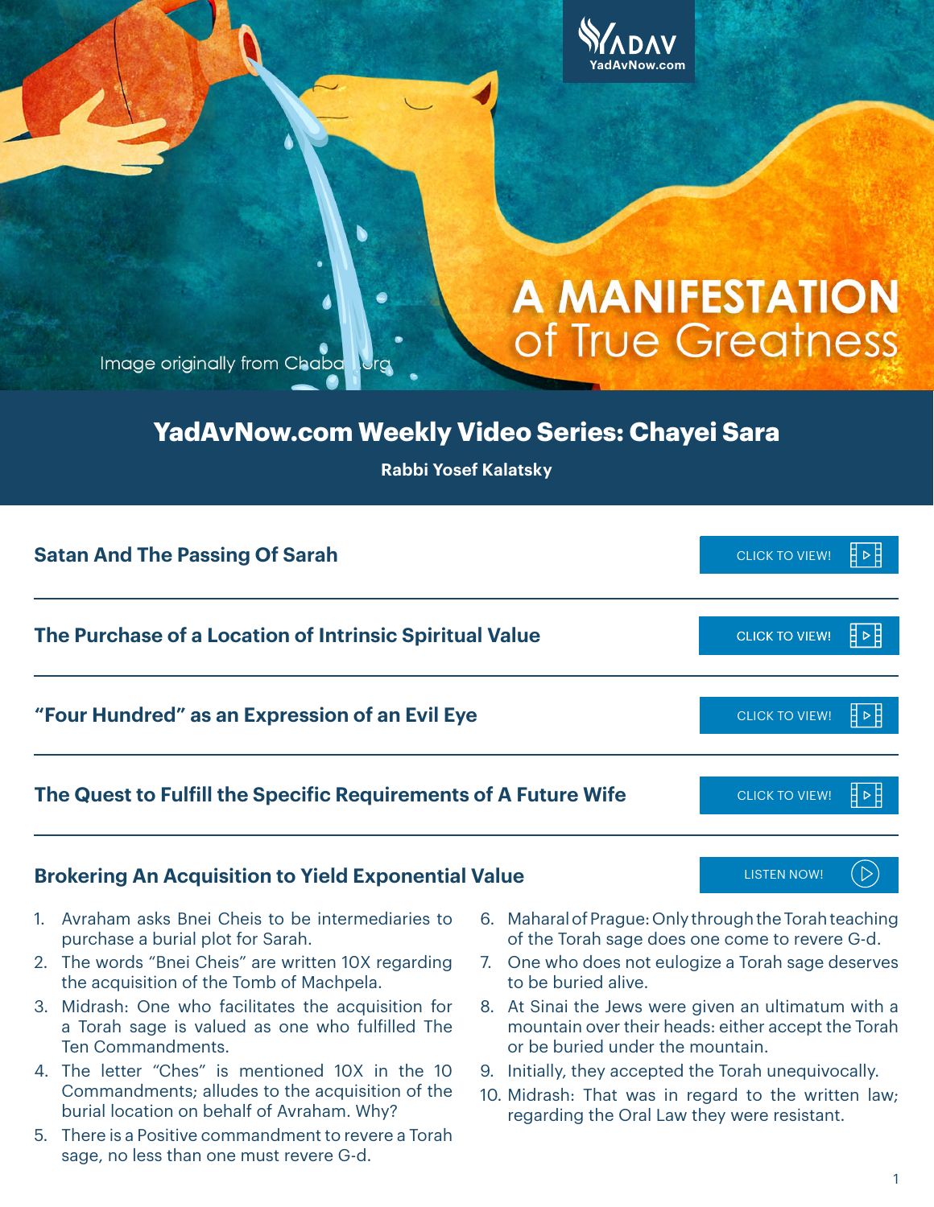YADAV
YadAvNow.com

Image originally from Chabad.org

# A MANIFESTATION of True Greatness

## YadAvNow.com Weekly Video Series: Chayei Sara

**Rabbi Yosef Kalatsky**

### Satan And The Passing Of Sarah

CLICK TO VIEW!

### The Purchase of a Location of Intrinsic Spiritual Value

CLICK TO VIEW!

### “Four Hundred” as an Expression of an Evil Eye

CLICK TO VIEW!

### The Quest to Fulfill the Specific Requirements of A Future Wife

CLICK TO VIEW!

### Brokering An Acquisition to Yield Exponential Value

LISTEN NOW!

1. Avraham asks Bnei Cheis to be intermediaries to purchase a burial plot for Sarah.
2. The words “Bnei Cheis” are written 10X regarding the acquisition of the Tomb of Machpela.
3. Midrash: One who facilitates the acquisition for a Torah sage is valued as one who fulfilled The Ten Commandments.
4. The letter “Ches” is mentioned 10X in the 10 Commandments; alludes to the acquisition of the burial location on behalf of Avraham. Why?
5. There is a Positive commandment to revere a Torah sage, no less than one must revere G-d.
6. Maharal of Prague: Only through the Torah teaching of the Torah sage does one come to revere G-d.
7. One who does not eulogize a Torah sage deserves to be buried alive.
8. At Sinai the Jews were given an ultimatum with a mountain over their heads: either accept the Torah or be buried under the mountain.
9. Initially, they accepted the Torah unequivocally.
10. Midrash: That was in regard to the written law; regarding the Oral Law they were resistant.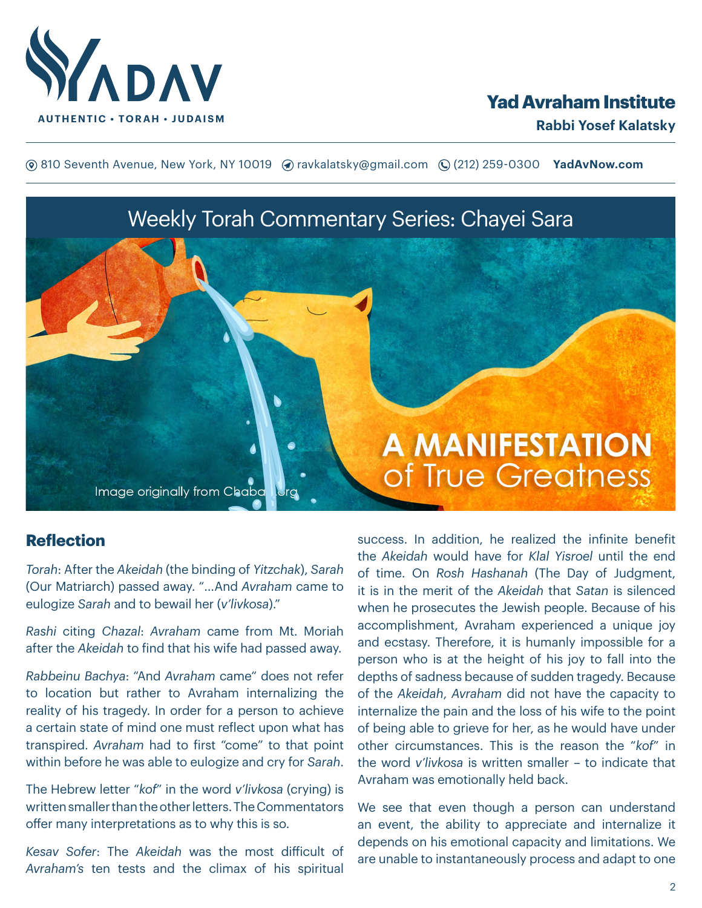# Yad Avraham Institute

**Rabbi Yosef Kalatsky**

810 Seventh Avenue, New York, NY 10019 ravkalatsky@gmail.com (212) 259-0300 **YadAvNow.com**

## Weekly Torah Commentary Series: Chayei Sara

# A MANIFESTATION of True Greatness

Image originally from Chabad.org

## Reflection

*Torah*: After the *Akeidah* (the binding of *Yitzchak*), *Sarah* (Our Matriarch) passed away. "…And *Avraham* came to eulogize *Sarah* and to bewail her (*v'livkosa*)."

*Rashi* citing *Chazal*: *Avraham* came from Mt. Moriah after the *Akeidah* to find that his wife had passed away.

*Rabbeinu Bachya*: "And *Avraham* came" does not refer to location but rather to Avraham internalizing the reality of his tragedy. In order for a person to achieve a certain state of mind one must reflect upon what has transpired. *Avraham* had to first "come" to that point within before he was able to eulogize and cry for *Sarah*.

The Hebrew letter "*kof*" in the word *v'livkosa* (crying) is written smaller than the other letters. The Commentators offer many interpretations as to why this is so.

*Kesav Sofer*: The *Akeidah* was the most difficult of *Avraham's* ten tests and the climax of his spiritual success. In addition, he realized the infinite benefit the *Akeidah* would have for *Klal Yisroel* until the end of time. On *Rosh Hashanah* (The Day of Judgment, it is in the merit of the *Akeidah* that *Satan* is silenced when he prosecutes the Jewish people. Because of his accomplishment, Avraham experienced a unique joy and ecstasy. Therefore, it is humanly impossible for a person who is at the height of his joy to fall into the depths of sadness because of sudden tragedy. Because of the *Akeidah*, *Avraham* did not have the capacity to internalize the pain and the loss of his wife to the point of being able to grieve for her, as he would have under other circumstances. This is the reason the "*kof*" in the word *v'livkosa* is written smaller – to indicate that Avraham was emotionally held back.

We see that even though a person can understand an event, the ability to appreciate and internalize it depends on his emotional capacity and limitations. We are unable to instantaneously process and adapt to one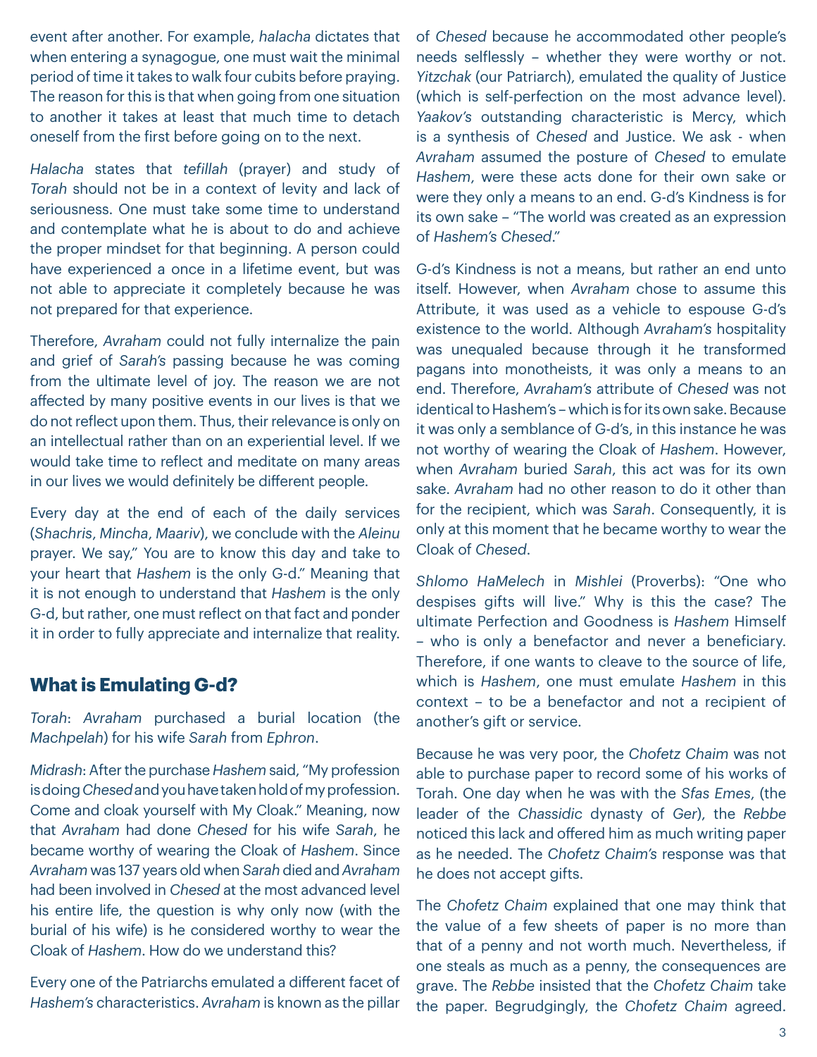event after another. For example, *halacha* dictates that when entering a synagogue, one must wait the minimal period of time it takes to walk four cubits before praying. The reason for this is that when going from one situation to another it takes at least that much time to detach oneself from the first before going on to the next.

*Halacha* states that *tefillah* (prayer) and study of *Torah* should not be in a context of levity and lack of seriousness. One must take some time to understand and contemplate what he is about to do and achieve the proper mindset for that beginning. A person could have experienced a once in a lifetime event, but was not able to appreciate it completely because he was not prepared for that experience.

Therefore, *Avraham* could not fully internalize the pain and grief of *Sarah's* passing because he was coming from the ultimate level of joy. The reason we are not affected by many positive events in our lives is that we do not reflect upon them. Thus, their relevance is only on an intellectual rather than on an experiential level. If we would take time to reflect and meditate on many areas in our lives we would definitely be different people.

Every day at the end of each of the daily services (*Shachris*, *Mincha*, *Maariv*), we conclude with the *Aleinu* prayer. We say," You are to know this day and take to your heart that *Hashem* is the only G-d." Meaning that it is not enough to understand that *Hashem* is the only G-d, but rather, one must reflect on that fact and ponder it in order to fully appreciate and internalize that reality.

## What is Emulating G-d?

*Torah*: *Avraham* purchased a burial location (the *Machpelah*) for his wife *Sarah* from *Ephron*.

*Midrash*: After the purchase *Hashem* said, "My profession is doing *Chesed* and you have taken hold of my profession. Come and cloak yourself with My Cloak." Meaning, now that *Avraham* had done *Chesed* for his wife *Sarah*, he became worthy of wearing the Cloak of *Hashem*. Since *Avraham* was 137 years old when *Sarah* died and *Avraham* had been involved in *Chesed* at the most advanced level his entire life, the question is why only now (with the burial of his wife) is he considered worthy to wear the Cloak of *Hashem*. How do we understand this?

Every one of the Patriarchs emulated a different facet of *Hashem's* characteristics. *Avraham* is known as the pillar of *Chesed* because he accommodated other people's needs selflessly – whether they were worthy or not. *Yitzchak* (our Patriarch), emulated the quality of Justice (which is self-perfection on the most advance level). *Yaakov's* outstanding characteristic is Mercy, which is a synthesis of *Chesed* and Justice. We ask - when *Avraham* assumed the posture of *Chesed* to emulate *Hashem*, were these acts done for their own sake or were they only a means to an end. G-d's Kindness is for its own sake – "The world was created as an expression of *Hashem's Chesed*."

G-d's Kindness is not a means, but rather an end unto itself. However, when *Avraham* chose to assume this Attribute, it was used as a vehicle to espouse G-d's existence to the world. Although *Avraham's* hospitality was unequaled because through it he transformed pagans into monotheists, it was only a means to an end. Therefore, *Avraham's* attribute of *Chesed* was not identical to Hashem's – which is for its own sake. Because it was only a semblance of G-d's, in this instance he was not worthy of wearing the Cloak of *Hashem*. However, when *Avraham* buried *Sarah*, this act was for its own sake. *Avraham* had no other reason to do it other than for the recipient, which was *Sarah*. Consequently, it is only at this moment that he became worthy to wear the Cloak of *Chesed*.

*Shlomo HaMelech* in *Mishlei* (Proverbs): "One who despises gifts will live." Why is this the case? The ultimate Perfection and Goodness is *Hashem* Himself – who is only a benefactor and never a beneficiary. Therefore, if one wants to cleave to the source of life, which is *Hashem*, one must emulate *Hashem* in this context – to be a benefactor and not a recipient of another's gift or service.

Because he was very poor, the *Chofetz Chaim* was not able to purchase paper to record some of his works of Torah. One day when he was with the *Sfas Emes*, (the leader of the *Chassidic* dynasty of *Ger*), the *Rebbe* noticed this lack and offered him as much writing paper as he needed. The *Chofetz Chaim's* response was that he does not accept gifts.

The *Chofetz Chaim* explained that one may think that the value of a few sheets of paper is no more than that of a penny and not worth much. Nevertheless, if one steals as much as a penny, the consequences are grave. The *Rebbe* insisted that the *Chofetz Chaim* take the paper. Begrudgingly, the *Chofetz Chaim* agreed.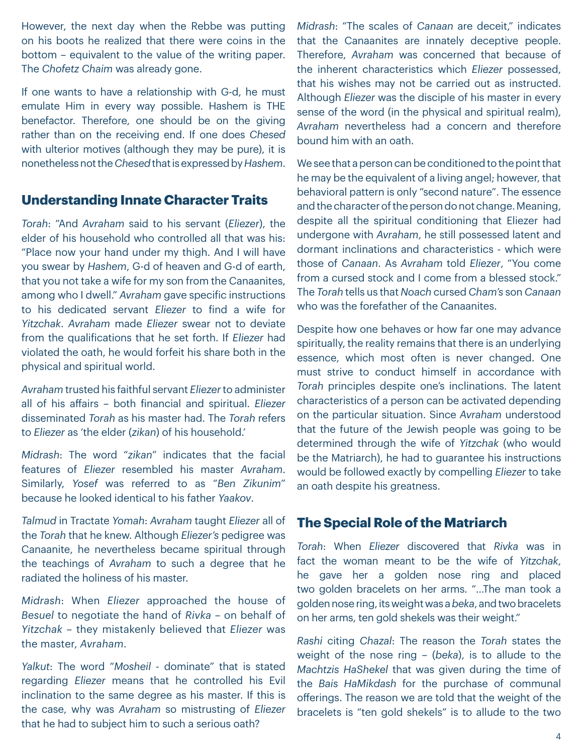However, the next day when the Rebbe was putting on his boots he realized that there were coins in the bottom – equivalent to the value of the writing paper. The *Chofetz Chaim* was already gone.

If one wants to have a relationship with G-d, he must emulate Him in every way possible. Hashem is THE benefactor. Therefore, one should be on the giving rather than on the receiving end. If one does *Chesed* with ulterior motives (although they may be pure), it is nonetheless not the *Chesed* that is expressed by *Hashem*.

## Understanding Innate Character Traits

*Torah*: "And *Avraham* said to his servant (*Eliezer*), the elder of his household who controlled all that was his: "Place now your hand under my thigh. And I will have you swear by *Hashem*, G-d of heaven and G-d of earth, that you not take a wife for my son from the Canaanites, among who I dwell." *Avraham* gave specific instructions to his dedicated servant *Eliezer* to find a wife for *Yitzchak*. *Avraham* made *Eliezer* swear not to deviate from the qualifications that he set forth. If *Eliezer* had violated the oath, he would forfeit his share both in the physical and spiritual world.

*Avraham* trusted his faithful servant *Eliezer* to administer all of his affairs – both financial and spiritual. *Eliezer* disseminated *Torah* as his master had. The *Torah* refers to *Eliezer* as 'the elder (*zikan*) of his household.'

*Midrash*: The word "*zikan*" indicates that the facial features of *Eliezer* resembled his master *Avraham*. Similarly, *Yosef* was referred to as "*Ben Zikunim*" because he looked identical to his father *Yaakov*.

*Talmud* in Tractate *Yomah*: *Avraham* taught *Eliezer* all of the *Torah* that he knew. Although *Eliezer's* pedigree was Canaanite, he nevertheless became spiritual through the teachings of *Avraham* to such a degree that he radiated the holiness of his master.

*Midrash*: When *Eliezer* approached the house of *Besuel* to negotiate the hand of *Rivka* – on behalf of *Yitzchak* – they mistakenly believed that *Eliezer* was the master, *Avraham*.

*Yalkut*: The word "*Mosheil* - dominate" that is stated regarding *Eliezer* means that he controlled his Evil inclination to the same degree as his master. If this is the case, why was *Avraham* so mistrusting of *Eliezer* that he had to subject him to such a serious oath?

*Midrash*: "The scales of *Canaan* are deceit," indicates that the Canaanites are innately deceptive people. Therefore, *Avraham* was concerned that because of the inherent characteristics which *Eliezer* possessed, that his wishes may not be carried out as instructed. Although *Eliezer* was the disciple of his master in every sense of the word (in the physical and spiritual realm), *Avraham* nevertheless had a concern and therefore bound him with an oath.

We see that a person can be conditioned to the point that he may be the equivalent of a living angel; however, that behavioral pattern is only "second nature". The essence and the character of the person do not change. Meaning, despite all the spiritual conditioning that Eliezer had undergone with *Avraham*, he still possessed latent and dormant inclinations and characteristics - which were those of *Canaan*. As *Avraham* told *Eliezer*, "You come from a cursed stock and I come from a blessed stock." The *Torah* tells us that *Noach* cursed *Cham's* son *Canaan* who was the forefather of the Canaanites.

Despite how one behaves or how far one may advance spiritually, the reality remains that there is an underlying essence, which most often is never changed. One must strive to conduct himself in accordance with *Torah* principles despite one's inclinations. The latent characteristics of a person can be activated depending on the particular situation. Since *Avraham* understood that the future of the Jewish people was going to be determined through the wife of *Yitzchak* (who would be the Matriarch), he had to guarantee his instructions would be followed exactly by compelling *Eliezer* to take an oath despite his greatness.

## The Special Role of the Matriarch

*Torah*: When *Eliezer* discovered that *Rivka* was in fact the woman meant to be the wife of *Yitzchak*, he gave her a golden nose ring and placed two golden bracelets on her arms. "...The man took a golden nose ring, its weight was a *beka*, and two bracelets on her arms, ten gold shekels was their weight."

*Rashi* citing *Chazal*: The reason the *Torah* states the weight of the nose ring – (*beka*), is to allude to the *Machtzis HaShekel* that was given during the time of the *Bais HaMikdash* for the purchase of communal offerings. The reason we are told that the weight of the bracelets is "ten gold shekels" is to allude to the two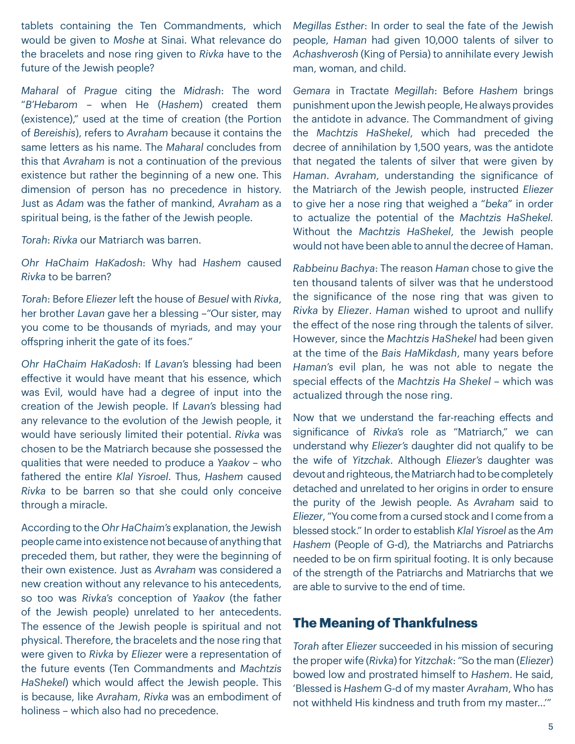tablets containing the Ten Commandments, which would be given to *Moshe* at Sinai. What relevance do the bracelets and nose ring given to *Rivka* have to the future of the Jewish people?

*Maharal* of *Prague* citing the *Midrash*: The word "*B'Hebarom* – when He (*Hashem*) created them (existence)," used at the time of creation (the Portion of *Bereishis*), refers to *Avraham* because it contains the same letters as his name. The *Maharal* concludes from this that *Avraham* is not a continuation of the previous existence but rather the beginning of a new one. This dimension of person has no precedence in history. Just as *Adam* was the father of mankind, *Avraham* as a spiritual being, is the father of the Jewish people.

*Torah*: *Rivka* our Matriarch was barren.

*Ohr HaChaim HaKadosh*: Why had *Hashem* caused *Rivka* to be barren?

*Torah*: Before *Eliezer* left the house of *Besuel* with *Rivka*, her brother *Lavan* gave her a blessing –"Our sister, may you come to be thousands of myriads, and may your offspring inherit the gate of its foes."

*Ohr HaChaim HaKadosh*: If *Lavan's* blessing had been effective it would have meant that his essence, which was Evil, would have had a degree of input into the creation of the Jewish people. If *Lavan's* blessing had any relevance to the evolution of the Jewish people, it would have seriously limited their potential. *Rivka* was chosen to be the Matriarch because she possessed the qualities that were needed to produce a *Yaakov* – who fathered the entire *Klal Yisroel*. Thus, *Hashem* caused *Rivka* to be barren so that she could only conceive through a miracle.

According to the *Ohr HaChaim's* explanation, the Jewish people came into existence not because of anything that preceded them, but rather, they were the beginning of their own existence. Just as *Avraham* was considered a new creation without any relevance to his antecedents, so too was *Rivka's* conception of *Yaakov* (the father of the Jewish people) unrelated to her antecedents. The essence of the Jewish people is spiritual and not physical. Therefore, the bracelets and the nose ring that were given to *Rivka* by *Eliezer* were a representation of the future events (Ten Commandments and *Machtzis HaShekel*) which would affect the Jewish people. This is because, like *Avraham*, *Rivka* was an embodiment of holiness – which also had no precedence.

*Megillas Esther*: In order to seal the fate of the Jewish people, *Haman* had given 10,000 talents of silver to *Achashverosh* (King of Persia) to annihilate every Jewish man, woman, and child.

*Gemara* in Tractate *Megillah*: Before *Hashem* brings punishment upon the Jewish people, He always provides the antidote in advance. The Commandment of giving the *Machtzis HaShekel*, which had preceded the decree of annihilation by 1,500 years, was the antidote that negated the talents of silver that were given by *Haman*. *Avraham*, understanding the significance of the Matriarch of the Jewish people, instructed *Eliezer* to give her a nose ring that weighed a "*beka*" in order to actualize the potential of the *Machtzis HaShekel*. Without the *Machtzis HaShekel*, the Jewish people would not have been able to annul the decree of Haman.

*Rabbeinu Bachya*: The reason *Haman* chose to give the ten thousand talents of silver was that he understood the significance of the nose ring that was given to *Rivka* by *Eliezer*. *Haman* wished to uproot and nullify the effect of the nose ring through the talents of silver. However, since the *Machtzis HaShekel* had been given at the time of the *Bais HaMikdash*, many years before *Haman's* evil plan, he was not able to negate the special effects of the *Machtzis Ha Shekel* – which was actualized through the nose ring.

Now that we understand the far-reaching effects and significance of *Rivka's* role as "Matriarch," we can understand why *Eliezer's* daughter did not qualify to be the wife of *Yitzchak*. Although *Eliezer's* daughter was devout and righteous, the Matriarch had to be completely detached and unrelated to her origins in order to ensure the purity of the Jewish people. As *Avraham* said to *Eliezer*, "You come from a cursed stock and I come from a blessed stock." In order to establish *Klal Yisroel* as the *Am Hashem* (People of G-d), the Matriarchs and Patriarchs needed to be on firm spiritual footing. It is only because of the strength of the Patriarchs and Matriarchs that we are able to survive to the end of time.

## The Meaning of Thankfulness

*Torah* after *Eliezer* succeeded in his mission of securing the proper wife (*Rivka*) for *Yitzchak*: "So the man (*Eliezer*) bowed low and prostrated himself to *Hashem*. He said, 'Blessed is *Hashem* G-d of my master *Avraham*, Who has not withheld His kindness and truth from my master…'"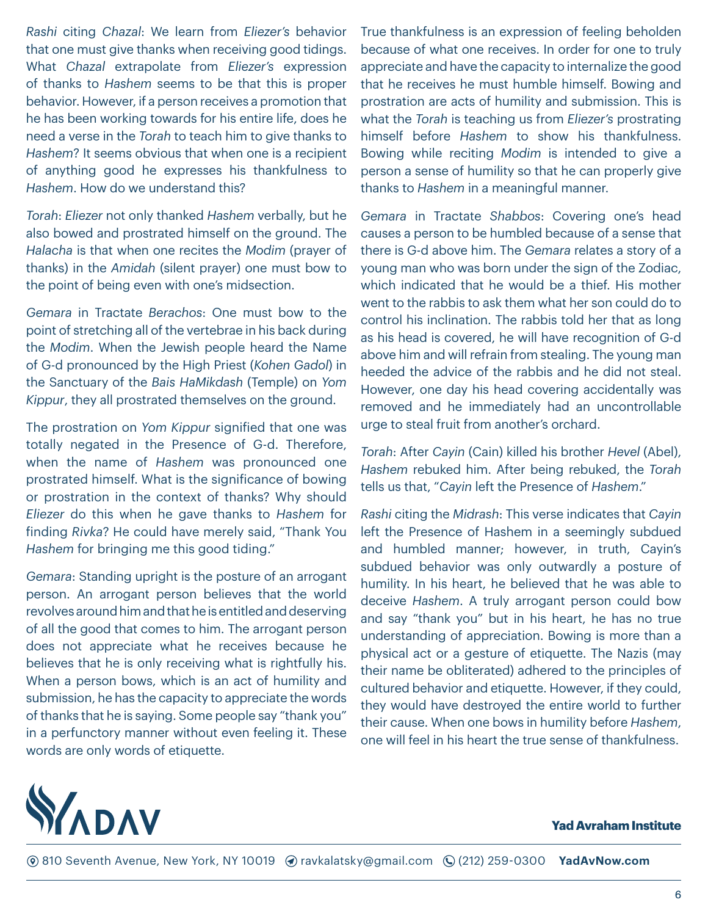*Rashi* citing *Chazal*: We learn from *Eliezer's* behavior that one must give thanks when receiving good tidings. What *Chazal* extrapolate from *Eliezer's* expression of thanks to *Hashem* seems to be that this is proper behavior. However, if a person receives a promotion that he has been working towards for his entire life, does he need a verse in the *Torah* to teach him to give thanks to *Hashem*? It seems obvious that when one is a recipient of anything good he expresses his thankfulness to *Hashem*. How do we understand this?

*Torah*: *Eliezer* not only thanked *Hashem* verbally, but he also bowed and prostrated himself on the ground. The *Halacha* is that when one recites the *Modim* (prayer of thanks) in the *Amidah* (silent prayer) one must bow to the point of being even with one's midsection.

*Gemara* in Tractate *Berachos*: One must bow to the point of stretching all of the vertebrae in his back during the *Modim*. When the Jewish people heard the Name of G-d pronounced by the High Priest (*Kohen Gadol*) in the Sanctuary of the *Bais HaMikdash* (Temple) on *Yom Kippur*, they all prostrated themselves on the ground.

The prostration on *Yom Kippur* signified that one was totally negated in the Presence of G-d. Therefore, when the name of *Hashem* was pronounced one prostrated himself. What is the significance of bowing or prostration in the context of thanks? Why should *Eliezer* do this when he gave thanks to *Hashem* for finding *Rivka*? He could have merely said, "Thank You *Hashem* for bringing me this good tiding."

*Gemara*: Standing upright is the posture of an arrogant person. An arrogant person believes that the world revolves around him and that he is entitled and deserving of all the good that comes to him. The arrogant person does not appreciate what he receives because he believes that he is only receiving what is rightfully his. When a person bows, which is an act of humility and submission, he has the capacity to appreciate the words of thanks that he is saying. Some people say "thank you" in a perfunctory manner without even feeling it. These words are only words of etiquette.

True thankfulness is an expression of feeling beholden because of what one receives. In order for one to truly appreciate and have the capacity to internalize the good that he receives he must humble himself. Bowing and prostration are acts of humility and submission. This is what the *Torah* is teaching us from *Eliezer's* prostrating himself before *Hashem* to show his thankfulness. Bowing while reciting *Modim* is intended to give a person a sense of humility so that he can properly give thanks to *Hashem* in a meaningful manner.

*Gemara* in Tractate *Shabbos*: Covering one's head causes a person to be humbled because of a sense that there is G-d above him. The *Gemara* relates a story of a young man who was born under the sign of the Zodiac, which indicated that he would be a thief. His mother went to the rabbis to ask them what her son could do to control his inclination. The rabbis told her that as long as his head is covered, he will have recognition of G-d above him and will refrain from stealing. The young man heeded the advice of the rabbis and he did not steal. However, one day his head covering accidentally was removed and he immediately had an uncontrollable urge to steal fruit from another's orchard.

*Torah*: After *Cayin* (Cain) killed his brother *Hevel* (Abel), *Hashem* rebuked him. After being rebuked, the *Torah* tells us that, "*Cayin* left the Presence of *Hashem*."

*Rashi* citing the *Midrash*: This verse indicates that *Cayin* left the Presence of Hashem in a seemingly subdued and humbled manner; however, in truth, Cayin's subdued behavior was only outwardly a posture of humility. In his heart, he believed that he was able to deceive *Hashem*. A truly arrogant person could bow and say "thank you" but in his heart, he has no true understanding of appreciation. Bowing is more than a physical act or a gesture of etiquette. The Nazis (may their name be obliterated) adhered to the principles of cultured behavior and etiquette. However, if they could, they would have destroyed the entire world to further their cause. When one bows in humility before *Hashem*, one will feel in his heart the true sense of thankfulness.

YADAV

**Yad Avraham Institute**

810 Seventh Avenue, New York, NY 10019 ravkalatsky@gmail.com (212) 259-0300 **YadAvNow.com**